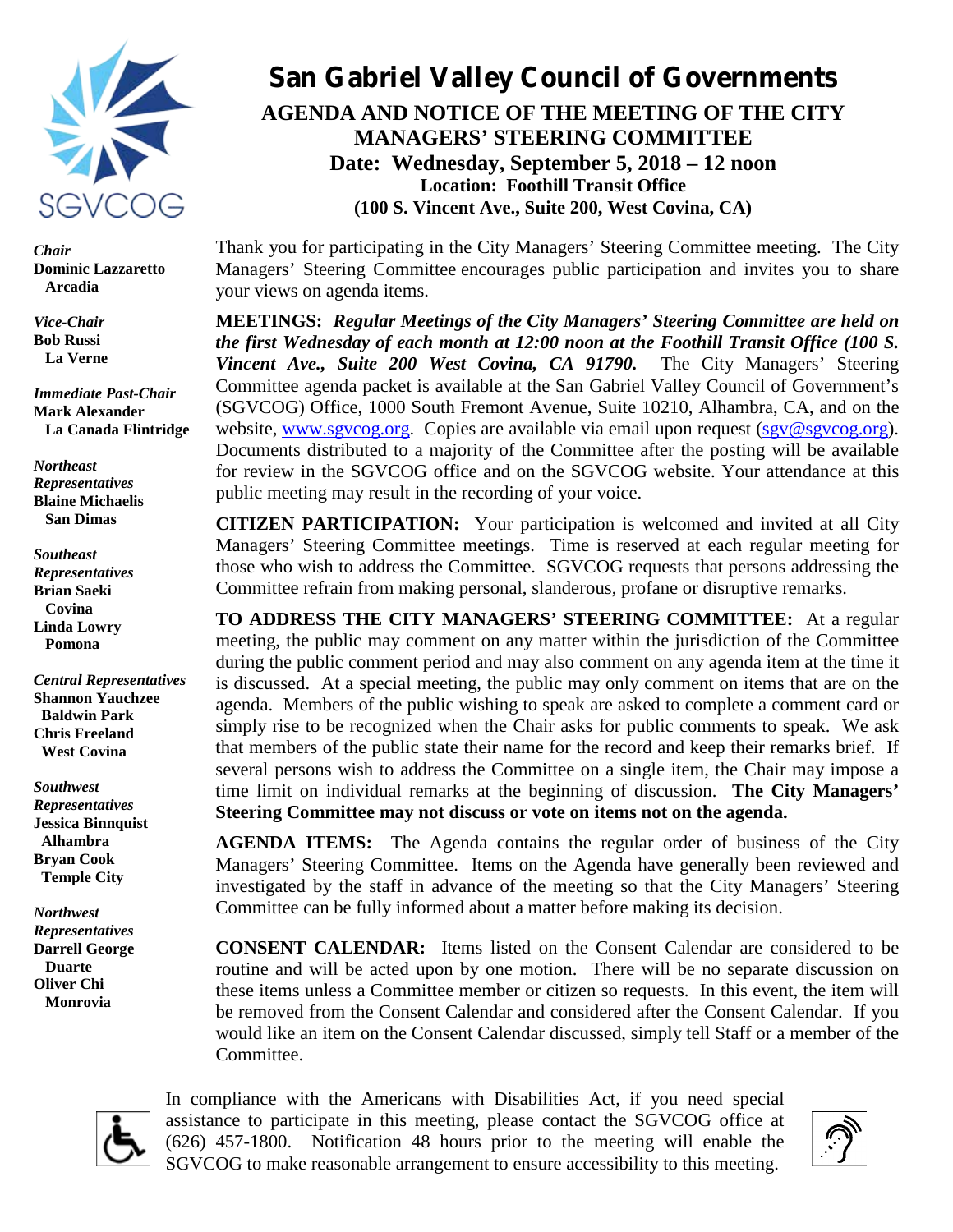# San Gabriel Valley Council of Governments

## AGENDA AND NOTICE OF THE MEETING OF THE CITY MANAGERS' STEERING COMMITTEE

**Date: Wednesday, September 5, 2018 – 12 noon**
**Location: Foothill Transit Office**
**(100 S. Vincent Ave., Suite 200, West Covina, CA)**

*Chair*
**Dominic Lazzaretto**
**Arcadia**

*Vice-Chair*
**Bob Russi**
**La Verne**

*Immediate Past-Chair*
**Mark Alexander**
**La Canada Flintridge**

*Northeast Representatives*
**Blaine Michaelis**
**San Dimas**

*Southeast Representatives*
**Brian Saeki**
**Covina**
**Linda Lowry**
**Pomona**

*Central Representatives*
**Shannon Yauchzee**
**Baldwin Park**
**Chris Freeland**
**West Covina**

*Southwest Representatives*
**Jessica Binnquist**
**Alhambra**
**Bryan Cook**
**Temple City**

*Northwest Representatives*
**Darrell George**
**Duarte**
**Oliver Chi**
**Monrovia**

Thank you for participating in the City Managers' Steering Committee meeting. The City Managers' Steering Committee encourages public participation and invites you to share your views on agenda items.

**MEETINGS:** ***Regular Meetings of the City Managers' Steering Committee are held on the first Wednesday of each month at 12:00 noon at the Foothill Transit Office (100 S. Vincent Ave., Suite 200 West Covina, CA 91790.*** The City Managers' Steering Committee agenda packet is available at the San Gabriel Valley Council of Government's (SGVCOG) Office, 1000 South Fremont Avenue, Suite 10210, Alhambra, CA, and on the website, www.sgvcog.org. Copies are available via email upon request (sgv@sgvcog.org). Documents distributed to a majority of the Committee after the posting will be available for review in the SGVCOG office and on the SGVCOG website. Your attendance at this public meeting may result in the recording of your voice.

**CITIZEN PARTICIPATION:** Your participation is welcomed and invited at all City Managers' Steering Committee meetings. Time is reserved at each regular meeting for those who wish to address the Committee. SGVCOG requests that persons addressing the Committee refrain from making personal, slanderous, profane or disruptive remarks.

**TO ADDRESS THE CITY MANAGERS' STEERING COMMITTEE:** At a regular meeting, the public may comment on any matter within the jurisdiction of the Committee during the public comment period and may also comment on any agenda item at the time it is discussed. At a special meeting, the public may only comment on items that are on the agenda. Members of the public wishing to speak are asked to complete a comment card or simply rise to be recognized when the Chair asks for public comments to speak. We ask that members of the public state their name for the record and keep their remarks brief. If several persons wish to address the Committee on a single item, the Chair may impose a time limit on individual remarks at the beginning of discussion. **The City Managers' Steering Committee may not discuss or vote on items not on the agenda.**

**AGENDA ITEMS:** The Agenda contains the regular order of business of the City Managers' Steering Committee. Items on the Agenda have generally been reviewed and investigated by the staff in advance of the meeting so that the City Managers' Steering Committee can be fully informed about a matter before making its decision.

**CONSENT CALENDAR:** Items listed on the Consent Calendar are considered to be routine and will be acted upon by one motion. There will be no separate discussion on these items unless a Committee member or citizen so requests. In this event, the item will be removed from the Consent Calendar and considered after the Consent Calendar. If you would like an item on the Consent Calendar discussed, simply tell Staff or a member of the Committee.

In compliance with the Americans with Disabilities Act, if you need special assistance to participate in this meeting, please contact the SGVCOG office at (626) 457-1800. Notification 48 hours prior to the meeting will enable the SGVCOG to make reasonable arrangement to ensure accessibility to this meeting.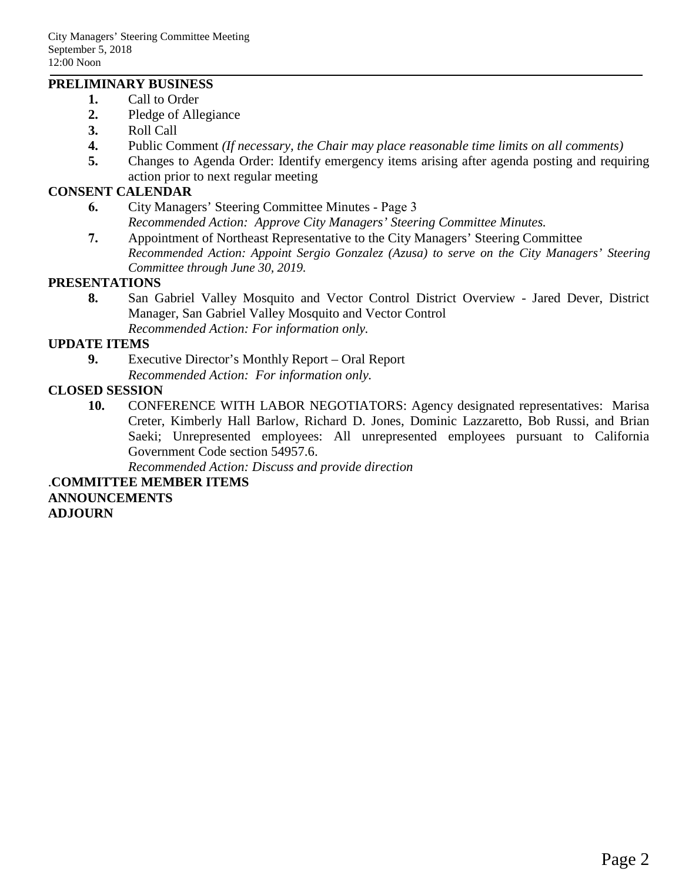City Managers' Steering Committee Meeting
September 5, 2018
12:00 Noon

**PRELIMINARY BUSINESS**

1. Call to Order
2. Pledge of Allegiance
3. Roll Call
4. Public Comment *(If necessary, the Chair may place reasonable time limits on all comments)*
5. Changes to Agenda Order: Identify emergency items arising after agenda posting and requiring action prior to next regular meeting

**CONSENT CALENDAR**

6. City Managers' Steering Committee Minutes - Page 3
   *Recommended Action: Approve City Managers' Steering Committee Minutes.*
7. Appointment of Northeast Representative to the City Managers' Steering Committee
   *Recommended Action: Appoint Sergio Gonzalez (Azusa) to serve on the City Managers' Steering Committee through June 30, 2019.*

**PRESENTATIONS**

8. San Gabriel Valley Mosquito and Vector Control District Overview - Jared Dever, District Manager, San Gabriel Valley Mosquito and Vector Control
   *Recommended Action: For information only.*

**UPDATE ITEMS**

9. Executive Director's Monthly Report – Oral Report
   *Recommended Action: For information only.*

**CLOSED SESSION**

10. CONFERENCE WITH LABOR NEGOTIATORS: Agency designated representatives: Marisa Creter, Kimberly Hall Barlow, Richard D. Jones, Dominic Lazzaretto, Bob Russi, and Brian Saeki; Unrepresented employees: All unrepresented employees pursuant to California Government Code section 54957.6.
    *Recommended Action: Discuss and provide direction*

.**COMMITTEE MEMBER ITEMS**

**ANNOUNCEMENTS**

**ADJOURN**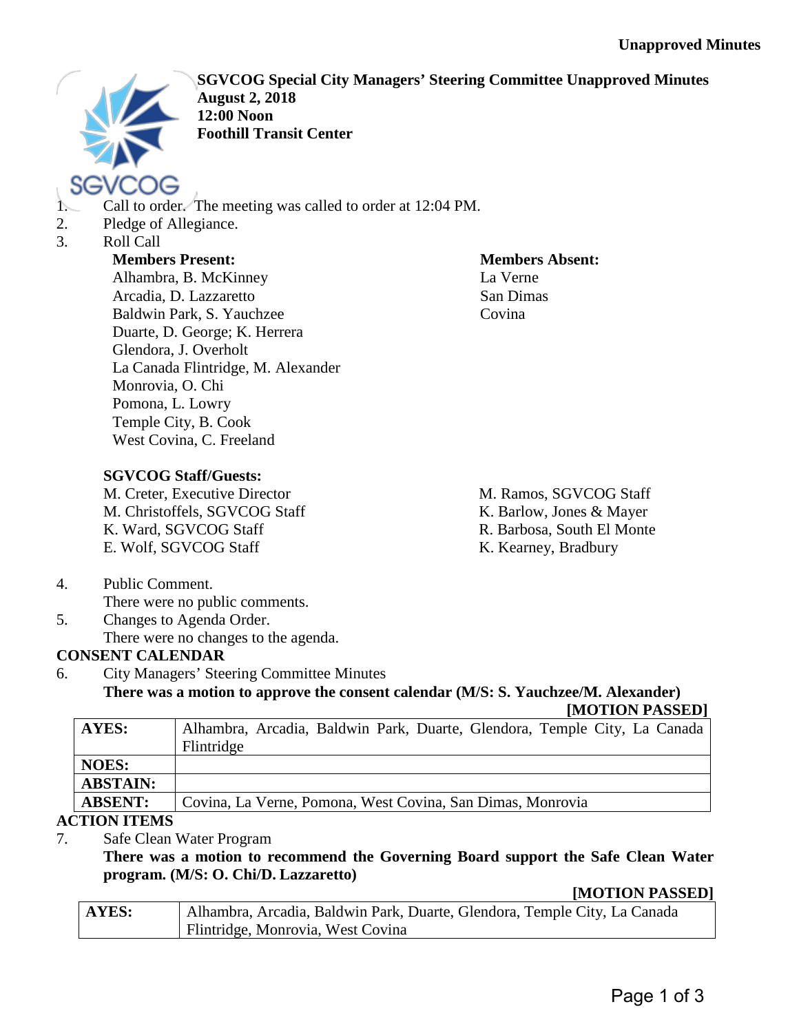**Unapproved Minutes**

# SGVCOG Special City Managers' Steering Committee Unapproved Minutes

**August 2, 2018**
**12:00 Noon**
**Foothill Transit Center**

1. Call to order. The meeting was called to order at 12:04 PM.
2. Pledge of Allegiance.
3. Roll Call

**Members Present:**
Alhambra, B. McKinney
Arcadia, D. Lazzaretto
Baldwin Park, S. Yauchzee
Duarte, D. George; K. Herrera
Glendora, J. Overholt
La Canada Flintridge, M. Alexander
Monrovia, O. Chi
Pomona, L. Lowry
Temple City, B. Cook
West Covina, C. Freeland

**Members Absent:**
La Verne
San Dimas
Covina

**SGVCOG Staff/Guests:**
M. Creter, Executive Director
M. Christoffels, SGVCOG Staff
K. Ward, SGVCOG Staff
E. Wolf, SGVCOG Staff
M. Ramos, SGVCOG Staff
K. Barlow, Jones & Mayer
R. Barbosa, South El Monte
K. Kearney, Bradbury

4. Public Comment.
   There were no public comments.
5. Changes to Agenda Order.
   There were no changes to the agenda.

**CONSENT CALENDAR**

6. City Managers' Steering Committee Minutes
   **There was a motion to approve the consent calendar (M/S: S. Yauchzee/M. Alexander)**
   **[MOTION PASSED]**

| | |
|---|---|
| **AYES:** | Alhambra, Arcadia, Baldwin Park, Duarte, Glendora, Temple City, La Canada Flintridge |
| **NOES:** | |
| **ABSTAIN:** | |
| **ABSENT:** | Covina, La Verne, Pomona, West Covina, San Dimas, Monrovia |

**ACTION ITEMS**

7. Safe Clean Water Program
   **There was a motion to recommend the Governing Board support the Safe Clean Water program. (M/S: O. Chi/D. Lazzaretto)**
   **[MOTION PASSED]**

| | |
|---|---|
| **AYES:** | Alhambra, Arcadia, Baldwin Park, Duarte, Glendora, Temple City, La Canada Flintridge, Monrovia, West Covina |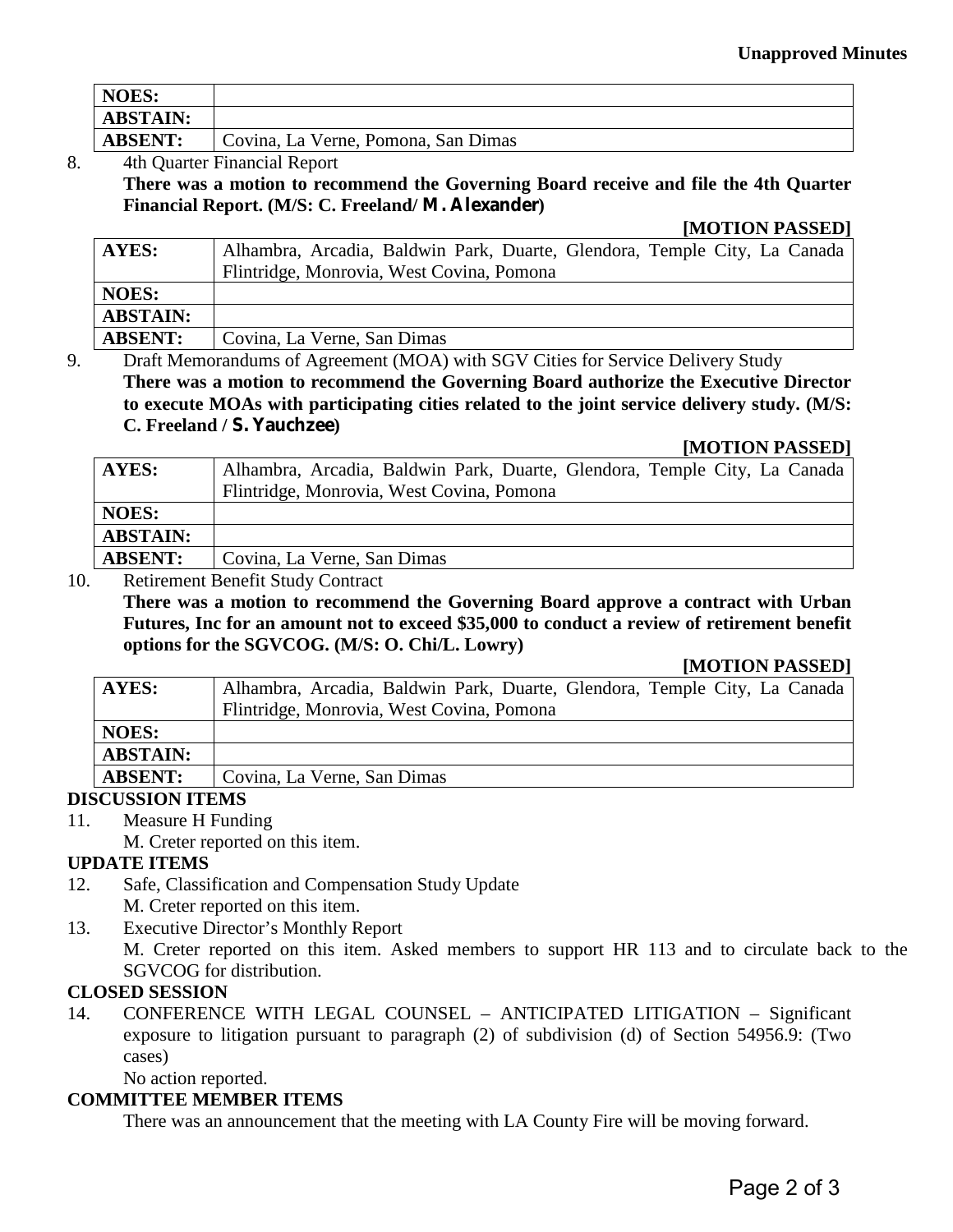**Unapproved Minutes**

| | |
|---|---|
| **NOES:** | |
| **ABSTAIN:** | |
| **ABSENT:** | Covina, La Verne, Pomona, San Dimas |

8. 4th Quarter Financial Report

   **There was a motion to recommend the Governing Board receive and file the 4th Quarter Financial Report. (M/S: C. Freeland/ M. Alexander)**

   **[MOTION PASSED]**

| | |
|---|---|
| **AYES:** | Alhambra, Arcadia, Baldwin Park, Duarte, Glendora, Temple City, La Canada Flintridge, Monrovia, West Covina, Pomona |
| **NOES:** | |
| **ABSTAIN:** | |
| **ABSENT:** | Covina, La Verne, San Dimas |

9. Draft Memorandums of Agreement (MOA) with SGV Cities for Service Delivery Study

   **There was a motion to recommend the Governing Board authorize the Executive Director to execute MOAs with participating cities related to the joint service delivery study. (M/S: C. Freeland / S. Yauchzee)**

   **[MOTION PASSED]**

| | |
|---|---|
| **AYES:** | Alhambra, Arcadia, Baldwin Park, Duarte, Glendora, Temple City, La Canada Flintridge, Monrovia, West Covina, Pomona |
| **NOES:** | |
| **ABSTAIN:** | |
| **ABSENT:** | Covina, La Verne, San Dimas |

10. Retirement Benefit Study Contract

    **There was a motion to recommend the Governing Board approve a contract with Urban Futures, Inc for an amount not to exceed $35,000 to conduct a review of retirement benefit options for the SGVCOG. (M/S: O. Chi/L. Lowry)**

    **[MOTION PASSED]**

| | |
|---|---|
| **AYES:** | Alhambra, Arcadia, Baldwin Park, Duarte, Glendora, Temple City, La Canada Flintridge, Monrovia, West Covina, Pomona |
| **NOES:** | |
| **ABSTAIN:** | |
| **ABSENT:** | Covina, La Verne, San Dimas |

**DISCUSSION ITEMS**

11. Measure H Funding

    M. Creter reported on this item.

**UPDATE ITEMS**

12. Safe, Classification and Compensation Study Update

    M. Creter reported on this item.

13. Executive Director's Monthly Report

    M. Creter reported on this item. Asked members to support HR 113 and to circulate back to the SGVCOG for distribution.

**CLOSED SESSION**

14. CONFERENCE WITH LEGAL COUNSEL – ANTICIPATED LITIGATION – Significant exposure to litigation pursuant to paragraph (2) of subdivision (d) of Section 54956.9: (Two cases)

    No action reported.

**COMMITTEE MEMBER ITEMS**

There was an announcement that the meeting with LA County Fire will be moving forward.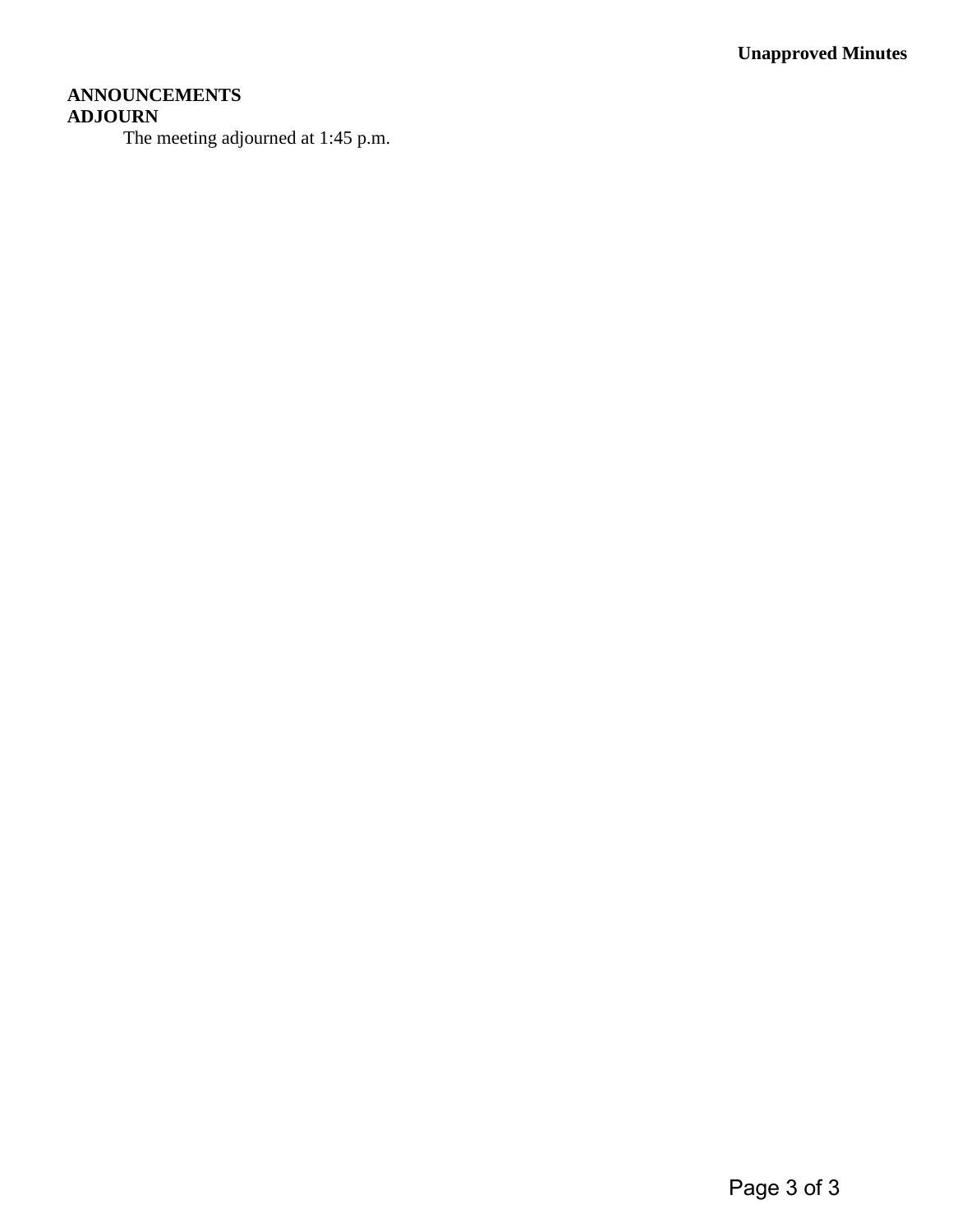**ANNOUNCEMENTS**

**ADJOURN**

The meeting adjourned at 1:45 p.m.